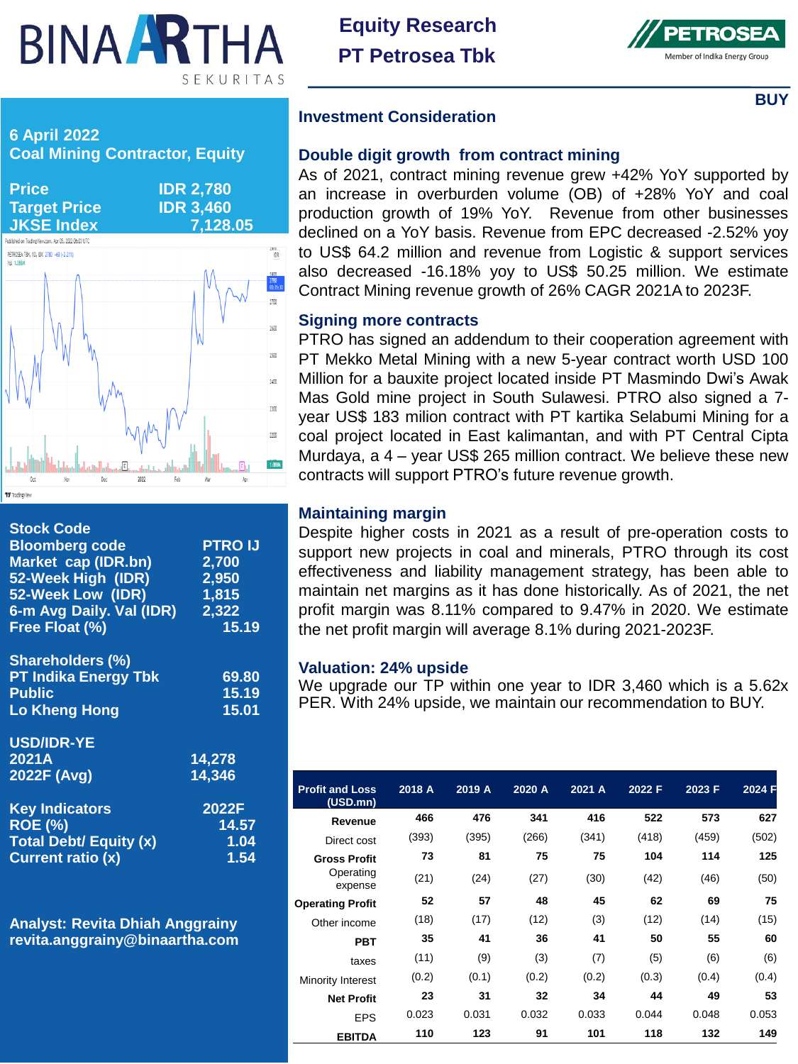# Equity Research
# PT Petrosea Tbk

**BUY**

**6 April 2022**
**Coal Mining Contractor, Equity**

| | |
|---|---|
| **Price** | **IDR 2,780** |
| **Target Price** | **IDR 3,460** |
| **JKSE Index** | **7,128.05** |

| | |
|---|---|
| **Stock Code** | |
| **Bloomberg code** | **PTRO IJ** |
| **Market cap (IDR.bn)** | **2,700** |
| **52-Week High (IDR)** | **2,950** |
| **52-Week Low (IDR)** | **1,815** |
| **6-m Avg Daily. Val (IDR)** | **2,322** |
| **Free Float (%)** | **15.19** |

| | |
|---|---|
| **Shareholders (%)** | |
| **PT Indika Energy Tbk** | **69.80** |
| **Public** | **15.19** |
| **Lo Kheng Hong** | **15.01** |

| | |
|---|---|
| **USD/IDR-YE** | |
| **2021A** | **14,278** |
| **2022F (Avg)** | **14,346** |

| | |
|---|---|
| **Key Indicators** | **2022F** |
| **ROE (%)** | **14.57** |
| **Total Debt/ Equity (x)** | **1.04** |
| **Current ratio (x)** | **1.54** |

**Analyst: Revita Dhiah Anggrainy**
**revita.anggrainy@binaartha.com**

## Investment Consideration

### Double digit growth from contract mining

As of 2021, contract mining revenue grew +42% YoY supported by an increase in overburden volume (OB) of +28% YoY and coal production growth of 19% YoY. Revenue from other businesses declined on a YoY basis. Revenue from EPC decreased -2.52% yoy to US$ 64.2 million and revenue from Logistic & support services also decreased -16.18% yoy to US$ 50.25 million. We estimate Contract Mining revenue growth of 26% CAGR 2021A to 2023F.

### Signing more contracts

PTRO has signed an addendum to their cooperation agreement with PT Mekko Metal Mining with a new 5-year contract worth USD 100 Million for a bauxite project located inside PT Masmindo Dwi's Awak Mas Gold mine project in South Sulawesi. PTRO also signed a 7-year US$ 183 milion contract with PT kartika Selabumi Mining for a coal project located in East kalimantan, and with PT Central Cipta Murdaya, a 4 – year US$ 265 million contract. We believe these new contracts will support PTRO's future revenue growth.

### Maintaining margin

Despite higher costs in 2021 as a result of pre-operation costs to support new projects in coal and minerals, PTRO through its cost effectiveness and liability management strategy, has been able to maintain net margins as it has done historically. As of 2021, the net profit margin was 8.11% compared to 9.47% in 2020. We estimate the net profit margin will average 8.1% during 2021-2023F.

### Valuation: 24% upside

We upgrade our TP within one year to IDR 3,460 which is a 5.62x PER. With 24% upside, we maintain our recommendation to BUY.

| Profit and Loss (USD.mn) | 2018 A | 2019 A | 2020 A | 2021 A | 2022 F | 2023 F | 2024 F |
|---|---|---|---|---|---|---|---|
| **Revenue** | **466** | **476** | **341** | **416** | **522** | **573** | **627** |
| Direct cost | (393) | (395) | (266) | (341) | (418) | (459) | (502) |
| **Gross Profit** | **73** | **81** | **75** | **75** | **104** | **114** | **125** |
| Operating expense | (21) | (24) | (27) | (30) | (42) | (46) | (50) |
| **Operating Profit** | **52** | **57** | **48** | **45** | **62** | **69** | **75** |
| Other income | (18) | (17) | (12) | (3) | (12) | (14) | (15) |
| **PBT** | **35** | **41** | **36** | **41** | **50** | **55** | **60** |
| taxes | (11) | (9) | (3) | (7) | (5) | (6) | (6) |
| Minority Interest | (0.2) | (0.1) | (0.2) | (0.2) | (0.3) | (0.4) | (0.4) |
| **Net Profit** | **23** | **31** | **32** | **34** | **44** | **49** | **53** |
| EPS | 0.023 | 0.031 | 0.032 | 0.033 | 0.044 | 0.048 | 0.053 |
| **EBITDA** | **110** | **123** | **91** | **101** | **118** | **132** | **149** |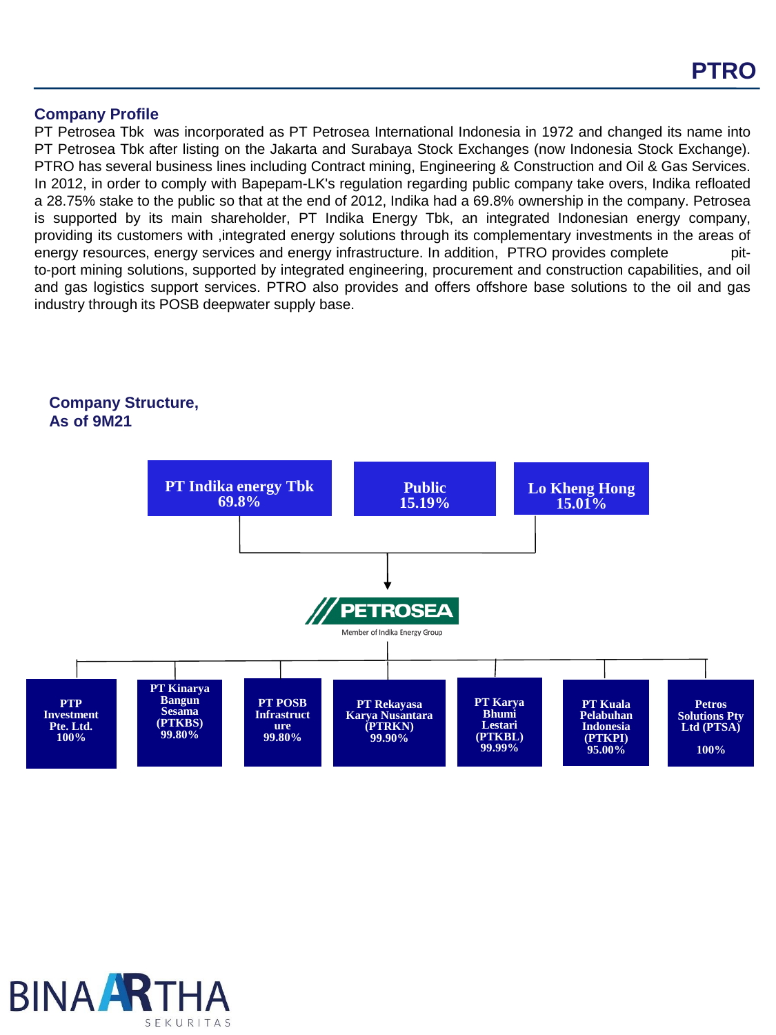## Company Profile

PT Petrosea Tbk was incorporated as PT Petrosea International Indonesia in 1972 and changed its name into PT Petrosea Tbk after listing on the Jakarta and Surabaya Stock Exchanges (now Indonesia Stock Exchange). PTRO has several business lines including Contract mining, Engineering & Construction and Oil & Gas Services. In 2012, in order to comply with Bapepam-LK's regulation regarding public company take overs, Indika refloated a 28.75% stake to the public so that at the end of 2012, Indika had a 69.8% ownership in the company. Petrosea is supported by its main shareholder, PT Indika Energy Tbk, an integrated Indonesian energy company, providing its customers with ,integrated energy solutions through its complementary investments in the areas of energy resources, energy services and energy infrastructure. In addition, PTRO provides complete pit-to-port mining solutions, supported by integrated engineering, procurement and construction capabilities, and oil and gas logistics support services. PTRO also provides and offers offshore base solutions to the oil and gas industry through its POSB deepwater supply base.

## Company Structure, As of 9M21

**Shareholders:**

- PT Indika energy Tbk 69.8%
- Public 15.19%
- Lo Kheng Hong 15.01%

**PETROSEA** – Member of Indika Energy Group

**Subsidiaries:**

- PTP Investment Pte. Ltd. 100%
- PT Kinarya Bangun Sesama (PTKBS) 99.80%
- PT POSB Infrastructure 99.80%
- PT Rekayasa Karya Nusantara (PTRKN) 99.90%
- PT Karya Bhumi Lestari (PTKBL) 99.99%
- PT Kuala Pelabuhan Indonesia (PTKPI) 95.00%
- Petros Solutions Pty Ltd (PTSA) 100%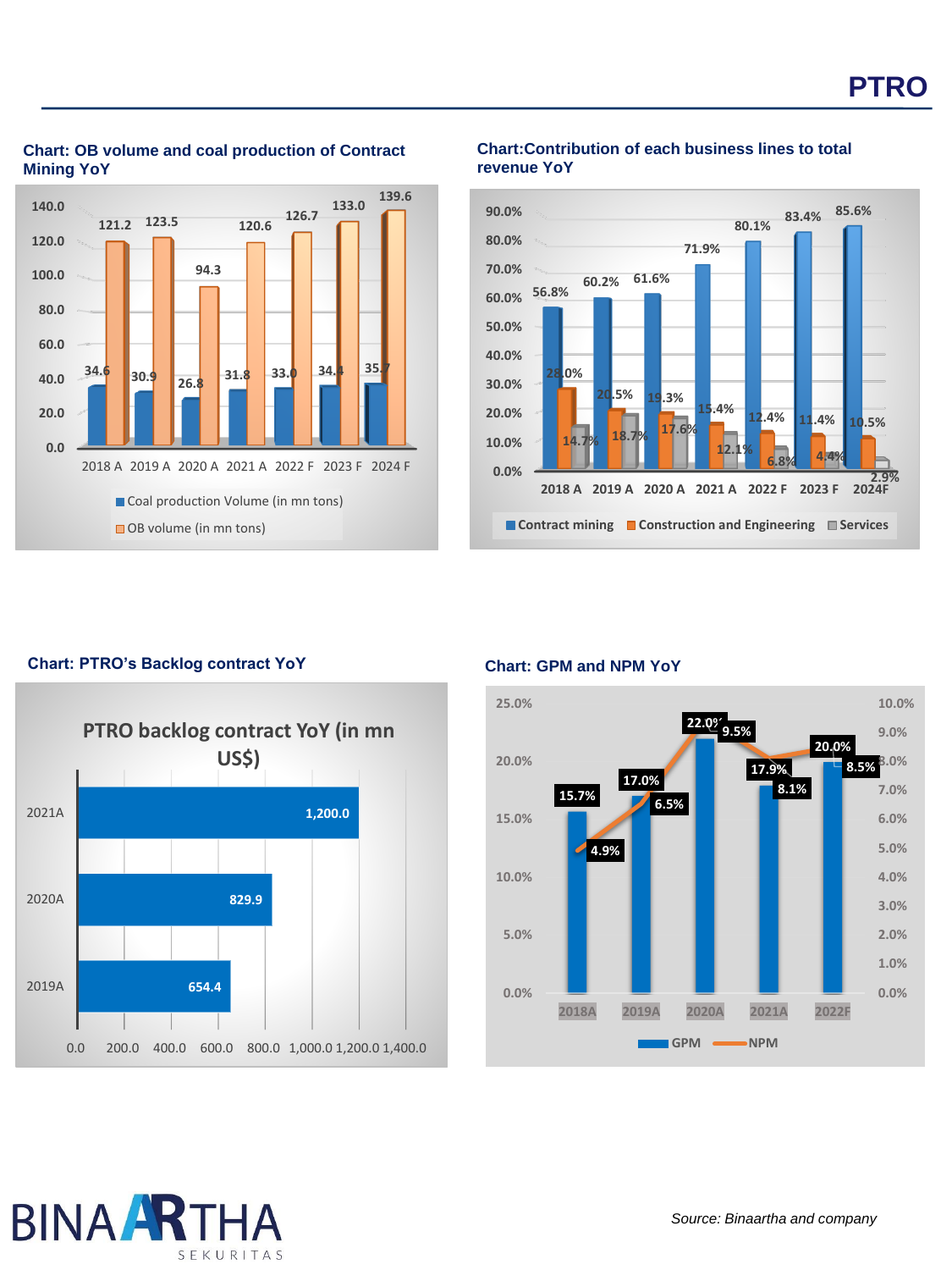## Chart: OB volume and coal production of Contract Mining YoY

| | 2018 A | 2019 A | 2020 A | 2021 A | 2022 F | 2023 F | 2024 F |
|---|---|---|---|---|---|---|---|
| Coal production Volume (in mn tons) | 34.6 | 30.9 | 26.8 | 31.8 | 33.0 | 34.4 | 35.7 |
| OB volume (in mn tons) | 121.2 | 123.5 | 94.3 | 120.6 | 126.7 | 133.0 | 139.6 |

## Chart: Contribution of each business lines to total revenue YoY

| | 2018 A | 2019 A | 2020 A | 2021 A | 2022 F | 2023 F | 2024F |
|---|---|---|---|---|---|---|---|
| Contract mining | 56.8% | 60.2% | 61.6% | 71.9% | 80.1% | 83.4% | 85.6% |
| Construction and Engineering | 28.0% | 20.5% | 19.3% | 15.4% | 12.4% | 11.4% | 10.5% |
| Services | 14.7% | 18.7% | 17.6% | 12.1% | 6.8% | 4.4% | 2.9% |

## Chart: PTRO's Backlog contract YoY

PTRO backlog contract YoY (in mn US$)

| Year | Backlog |
|---|---|
| 2019A | 654.4 |
| 2020A | 829.9 |
| 2021A | 1,200.0 |

## Chart: GPM and NPM YoY

| | 2018A | 2019A | 2020A | 2021A | 2022F |
|---|---|---|---|---|---|
| GPM | 15.7% | 17.0% | 22.0% | 17.9% | 20.0% |
| NPM | 4.9% | 6.5% | 9.5% | 8.1% | 8.5% |

*Source: Binaartha and company*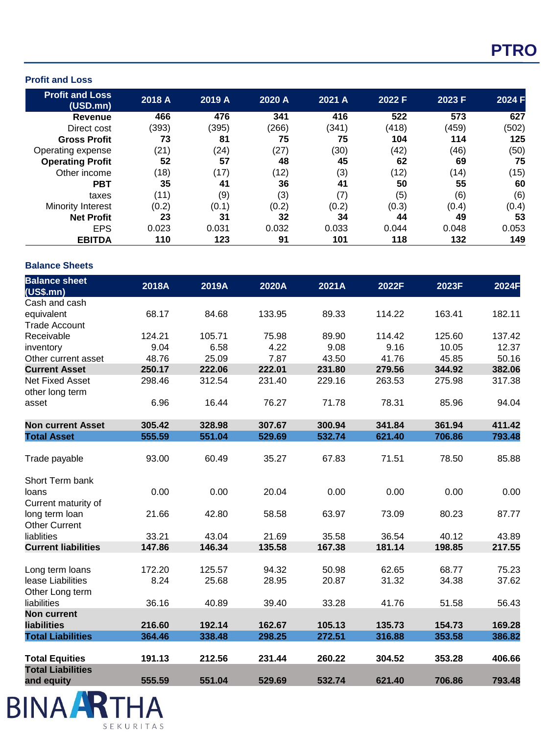## Profit and Loss

| Profit and Loss (USD.mn) | 2018 A | 2019 A | 2020 A | 2021 A | 2022 F | 2023 F | 2024 F |
|---|---|---|---|---|---|---|---|
| **Revenue** | **466** | **476** | **341** | **416** | **522** | **573** | **627** |
| Direct cost | (393) | (395) | (266) | (341) | (418) | (459) | (502) |
| **Gross Profit** | **73** | **81** | **75** | **75** | **104** | **114** | **125** |
| Operating expense | (21) | (24) | (27) | (30) | (42) | (46) | (50) |
| **Operating Profit** | **52** | **57** | **48** | **45** | **62** | **69** | **75** |
| Other income | (18) | (17) | (12) | (3) | (12) | (14) | (15) |
| **PBT** | **35** | **41** | **36** | **41** | **50** | **55** | **60** |
| taxes | (11) | (9) | (3) | (7) | (5) | (6) | (6) |
| Minority Interest | (0.2) | (0.1) | (0.2) | (0.2) | (0.3) | (0.4) | (0.4) |
| **Net Profit** | **23** | **31** | **32** | **34** | **44** | **49** | **53** |
| EPS | 0.023 | 0.031 | 0.032 | 0.033 | 0.044 | 0.048 | 0.053 |
| **EBITDA** | **110** | **123** | **91** | **101** | **118** | **132** | **149** |

## Balance Sheets

| Balance sheet (US$.mn) | 2018A | 2019A | 2020A | 2021A | 2022F | 2023F | 2024F |
|---|---|---|---|---|---|---|---|
| Cash and cash equivalent | 68.17 | 84.68 | 133.95 | 89.33 | 114.22 | 163.41 | 182.11 |
| Trade Account Receivable | 124.21 | 105.71 | 75.98 | 89.90 | 114.42 | 125.60 | 137.42 |
| inventory | 9.04 | 6.58 | 4.22 | 9.08 | 9.16 | 10.05 | 12.37 |
| Other current asset | 48.76 | 25.09 | 7.87 | 43.50 | 41.76 | 45.85 | 50.16 |
| **Current Asset** | **250.17** | **222.06** | **222.01** | **231.80** | **279.56** | **344.92** | **382.06** |
| Net Fixed Asset | 298.46 | 312.54 | 231.40 | 229.16 | 263.53 | 275.98 | 317.38 |
| other long term asset | 6.96 | 16.44 | 76.27 | 71.78 | 78.31 | 85.96 | 94.04 |
| **Non current Asset** | **305.42** | **328.98** | **307.67** | **300.94** | **341.84** | **361.94** | **411.42** |
| **Total Asset** | **555.59** | **551.04** | **529.69** | **532.74** | **621.40** | **706.86** | **793.48** |
| Trade payable | 93.00 | 60.49 | 35.27 | 67.83 | 71.51 | 78.50 | 85.88 |
| Short Term bank loans | 0.00 | 0.00 | 20.04 | 0.00 | 0.00 | 0.00 | 0.00 |
| Current maturity of long term loan | 21.66 | 42.80 | 58.58 | 63.97 | 73.09 | 80.23 | 87.77 |
| Other Current liablities | 33.21 | 43.04 | 21.69 | 35.58 | 36.54 | 40.12 | 43.89 |
| **Current liabilities** | **147.86** | **146.34** | **135.58** | **167.38** | **181.14** | **198.85** | **217.55** |
| Long term loans | 172.20 | 125.57 | 94.32 | 50.98 | 62.65 | 68.77 | 75.23 |
| lease Liabilities | 8.24 | 25.68 | 28.95 | 20.87 | 31.32 | 34.38 | 37.62 |
| Other Long term liabilities | 36.16 | 40.89 | 39.40 | 33.28 | 41.76 | 51.58 | 56.43 |
| **Non current liabilities** | **216.60** | **192.14** | **162.67** | **105.13** | **135.73** | **154.73** | **169.28** |
| **Total Liabilities** | **364.46** | **338.48** | **298.25** | **272.51** | **316.88** | **353.58** | **386.82** |
| **Total Equities** | **191.13** | **212.56** | **231.44** | **260.22** | **304.52** | **353.28** | **406.66** |
| **Total Liabilities and equity** | **555.59** | **551.04** | **529.69** | **532.74** | **621.40** | **706.86** | **793.48** |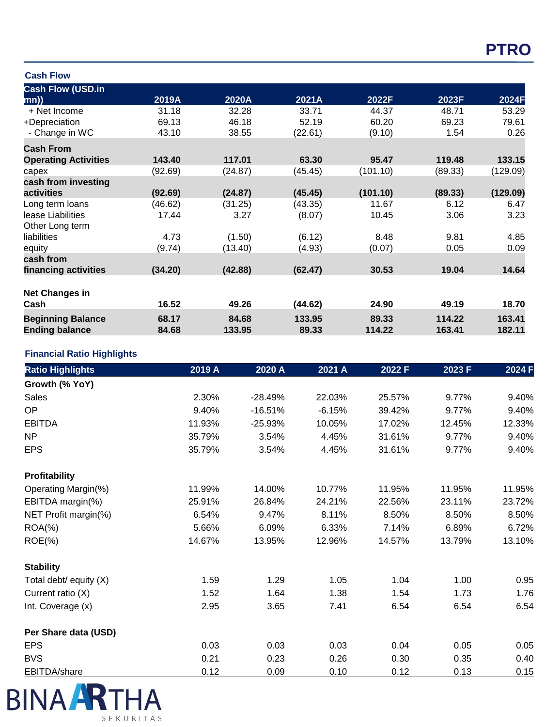## Cash Flow

| Cash Flow (USD.in mn)) | 2019A | 2020A | 2021A | 2022F | 2023F | 2024F |
|---|---|---|---|---|---|---|
| + Net Income | 31.18 | 32.28 | 33.71 | 44.37 | 48.71 | 53.29 |
| +Depreciation | 69.13 | 46.18 | 52.19 | 60.20 | 69.23 | 79.61 |
| - Change in WC | 43.10 | 38.55 | (22.61) | (9.10) | 1.54 | 0.26 |
| **Cash From Operating Activities** | **143.40** | **117.01** | **63.30** | **95.47** | **119.48** | **133.15** |
| capex | (92.69) | (24.87) | (45.45) | (101.10) | (89.33) | (129.09) |
| **cash from investing activities** | **(92.69)** | **(24.87)** | **(45.45)** | **(101.10)** | **(89.33)** | **(129.09)** |
| Long term loans | (46.62) | (31.25) | (43.35) | 11.67 | 6.12 | 6.47 |
| lease Liabilities | 17.44 | 3.27 | (8.07) | 10.45 | 3.06 | 3.23 |
| Other Long term liabilities | 4.73 | (1.50) | (6.12) | 8.48 | 9.81 | 4.85 |
| equity | (9.74) | (13.40) | (4.93) | (0.07) | 0.05 | 0.09 |
| **cash from financing activities** | **(34.20)** | **(42.88)** | **(62.47)** | **30.53** | **19.04** | **14.64** |
| **Net Changes in Cash** | **16.52** | **49.26** | **(44.62)** | **24.90** | **49.19** | **18.70** |
| **Beginning Balance** | **68.17** | **84.68** | **133.95** | **89.33** | **114.22** | **163.41** |
| **Ending balance** | **84.68** | **133.95** | **89.33** | **114.22** | **163.41** | **182.11** |

## Financial Ratio Highlights

| Ratio Highlights | 2019 A | 2020 A | 2021 A | 2022 F | 2023 F | 2024 F |
|---|---|---|---|---|---|---|
| **Growth (% YoY)** | | | | | | |
| Sales | 2.30% | -28.49% | 22.03% | 25.57% | 9.77% | 9.40% |
| OP | 9.40% | -16.51% | -6.15% | 39.42% | 9.77% | 9.40% |
| EBITDA | 11.93% | -25.93% | 10.05% | 17.02% | 12.45% | 12.33% |
| NP | 35.79% | 3.54% | 4.45% | 31.61% | 9.77% | 9.40% |
| EPS | 35.79% | 3.54% | 4.45% | 31.61% | 9.77% | 9.40% |
| **Profitability** | | | | | | |
| Operating Margin(%) | 11.99% | 14.00% | 10.77% | 11.95% | 11.95% | 11.95% |
| EBITDA margin(%) | 25.91% | 26.84% | 24.21% | 22.56% | 23.11% | 23.72% |
| NET Profit margin(%) | 6.54% | 9.47% | 8.11% | 8.50% | 8.50% | 8.50% |
| ROA(%) | 5.66% | 6.09% | 6.33% | 7.14% | 6.89% | 6.72% |
| ROE(%) | 14.67% | 13.95% | 12.96% | 14.57% | 13.79% | 13.10% |
| **Stability** | | | | | | |
| Total debt/ equity (X) | 1.59 | 1.29 | 1.05 | 1.04 | 1.00 | 0.95 |
| Current ratio (X) | 1.52 | 1.64 | 1.38 | 1.54 | 1.73 | 1.76 |
| Int. Coverage (x) | 2.95 | 3.65 | 7.41 | 6.54 | 6.54 | 6.54 |
| **Per Share data (USD)** | | | | | | |
| EPS | 0.03 | 0.03 | 0.03 | 0.04 | 0.05 | 0.05 |
| BVS | 0.21 | 0.23 | 0.26 | 0.30 | 0.35 | 0.40 |
| EBITDA/share | 0.12 | 0.09 | 0.10 | 0.12 | 0.13 | 0.15 |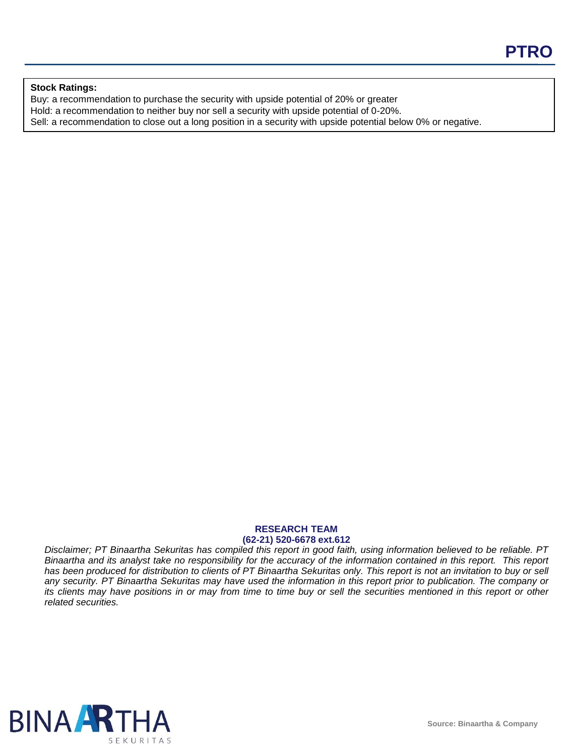**Stock Ratings:**

Buy: a recommendation to purchase the security with upside potential of 20% or greater

Hold: a recommendation to neither buy nor sell a security with upside potential of 0-20%.

Sell: a recommendation to close out a long position in a security with upside potential below 0% or negative.

**RESEARCH TEAM**

**(62-21) 520-6678 ext.612**

*Disclaimer; PT Binaartha Sekuritas has compiled this report in good faith, using information believed to be reliable. PT Binaartha and its analyst take no responsibility for the accuracy of the information contained in this report. This report has been produced for distribution to clients of PT Binaartha Sekuritas only. This report is not an invitation to buy or sell any security. PT Binaartha Sekuritas may have used the information in this report prior to publication. The company or its clients may have positions in or may from time to time buy or sell the securities mentioned in this report or other related securities.*

BINAARTHA SEKURITAS

Source: Binaartha & Company